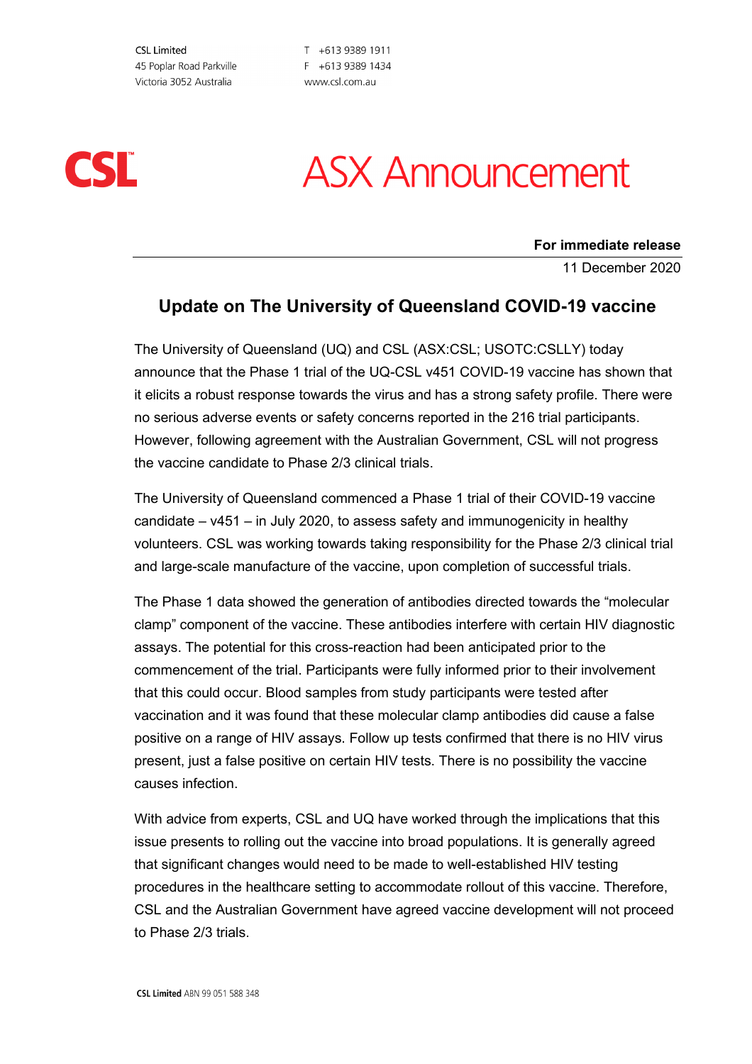CSL Limited
45 Poplar Road Parkville
Victoria 3052 Australia

T +613 9389 1911
F +613 9389 1434
www.csl.com.au

CSL

# ASX Announcement

**For immediate release**

11 December 2020

## Update on The University of Queensland COVID-19 vaccine

The University of Queensland (UQ) and CSL (ASX:CSL; USOTC:CSLLY) today announce that the Phase 1 trial of the UQ-CSL v451 COVID-19 vaccine has shown that it elicits a robust response towards the virus and has a strong safety profile. There were no serious adverse events or safety concerns reported in the 216 trial participants. However, following agreement with the Australian Government, CSL will not progress the vaccine candidate to Phase 2/3 clinical trials.

The University of Queensland commenced a Phase 1 trial of their COVID-19 vaccine candidate – v451 – in July 2020, to assess safety and immunogenicity in healthy volunteers. CSL was working towards taking responsibility for the Phase 2/3 clinical trial and large-scale manufacture of the vaccine, upon completion of successful trials.

The Phase 1 data showed the generation of antibodies directed towards the "molecular clamp" component of the vaccine. These antibodies interfere with certain HIV diagnostic assays. The potential for this cross-reaction had been anticipated prior to the commencement of the trial. Participants were fully informed prior to their involvement that this could occur. Blood samples from study participants were tested after vaccination and it was found that these molecular clamp antibodies did cause a false positive on a range of HIV assays. Follow up tests confirmed that there is no HIV virus present, just a false positive on certain HIV tests. There is no possibility the vaccine causes infection.

With advice from experts, CSL and UQ have worked through the implications that this issue presents to rolling out the vaccine into broad populations. It is generally agreed that significant changes would need to be made to well-established HIV testing procedures in the healthcare setting to accommodate rollout of this vaccine. Therefore, CSL and the Australian Government have agreed vaccine development will not proceed to Phase 2/3 trials.

**CSL Limited** ABN 99 051 588 348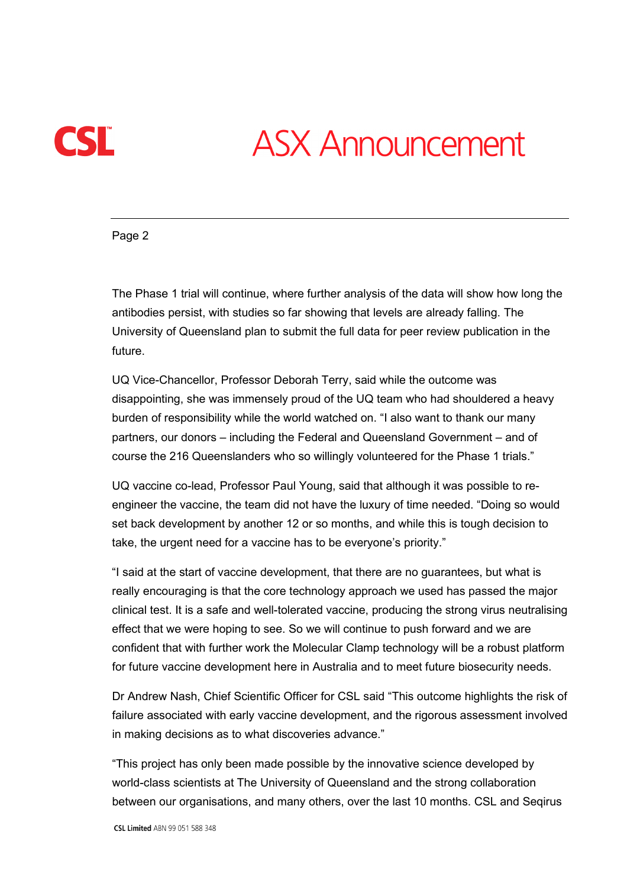The Phase 1 trial will continue, where further analysis of the data will show how long the antibodies persist, with studies so far showing that levels are already falling. The University of Queensland plan to submit the full data for peer review publication in the future.

UQ Vice-Chancellor, Professor Deborah Terry, said while the outcome was disappointing, she was immensely proud of the UQ team who had shouldered a heavy burden of responsibility while the world watched on. “I also want to thank our many partners, our donors – including the Federal and Queensland Government – and of course the 216 Queenslanders who so willingly volunteered for the Phase 1 trials.”

UQ vaccine co-lead, Professor Paul Young, said that although it was possible to re-engineer the vaccine, the team did not have the luxury of time needed. “Doing so would set back development by another 12 or so months, and while this is tough decision to take, the urgent need for a vaccine has to be everyone’s priority.”

“I said at the start of vaccine development, that there are no guarantees, but what is really encouraging is that the core technology approach we used has passed the major clinical test. It is a safe and well-tolerated vaccine, producing the strong virus neutralising effect that we were hoping to see. So we will continue to push forward and we are confident that with further work the Molecular Clamp technology will be a robust platform for future vaccine development here in Australia and to meet future biosecurity needs.

Dr Andrew Nash, Chief Scientific Officer for CSL said “This outcome highlights the risk of failure associated with early vaccine development, and the rigorous assessment involved in making decisions as to what discoveries advance.”

“This project has only been made possible by the innovative science developed by world-class scientists at The University of Queensland and the strong collaboration between our organisations, and many others, over the last 10 months. CSL and Seqirus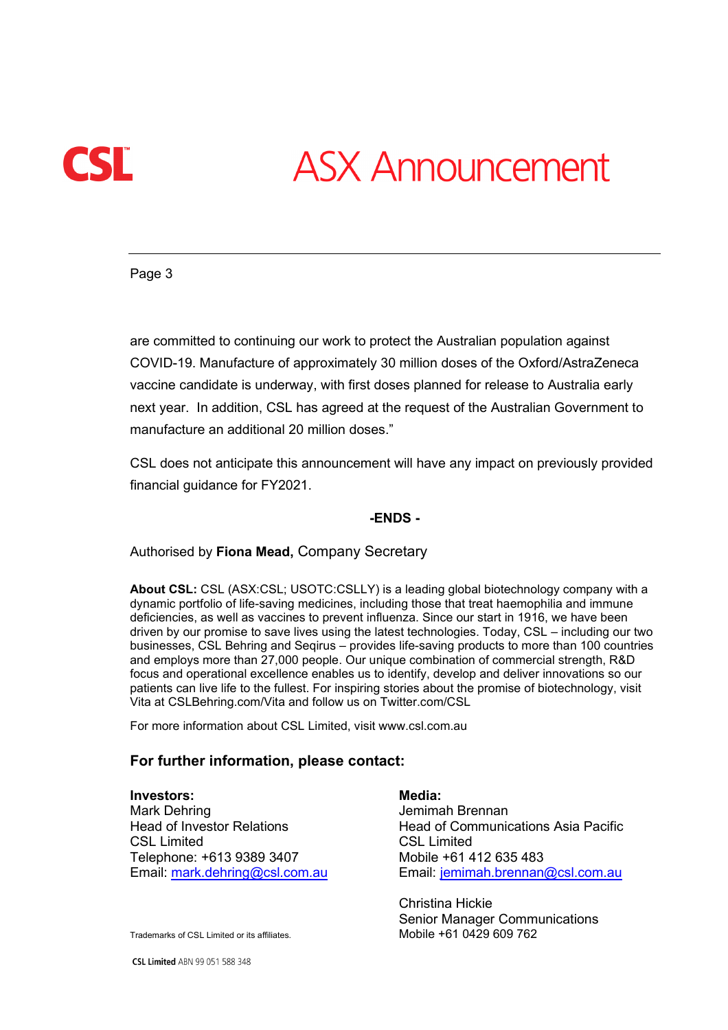are committed to continuing our work to protect the Australian population against COVID-19. Manufacture of approximately 30 million doses of the Oxford/AstraZeneca vaccine candidate is underway, with first doses planned for release to Australia early next year. In addition, CSL has agreed at the request of the Australian Government to manufacture an additional 20 million doses."

CSL does not anticipate this announcement will have any impact on previously provided financial guidance for FY2021.

**-ENDS -**

Authorised by **Fiona Mead,** Company Secretary

**About CSL:** CSL (ASX:CSL; USOTC:CSLLY) is a leading global biotechnology company with a dynamic portfolio of life-saving medicines, including those that treat haemophilia and immune deficiencies, as well as vaccines to prevent influenza. Since our start in 1916, we have been driven by our promise to save lives using the latest technologies. Today, CSL – including our two businesses, CSL Behring and Seqirus – provides life-saving products to more than 100 countries and employs more than 27,000 people. Our unique combination of commercial strength, R&D focus and operational excellence enables us to identify, develop and deliver innovations so our patients can live life to the fullest. For inspiring stories about the promise of biotechnology, visit Vita at CSLBehring.com/Vita and follow us on Twitter.com/CSL

For more information about CSL Limited, visit www.csl.com.au

## For further information, please contact:

**Investors:**
Mark Dehring
Head of Investor Relations
CSL Limited
Telephone: +613 9389 3407
Email: mark.dehring@csl.com.au

**Media:**
Jemimah Brennan
Head of Communications Asia Pacific
CSL Limited
Mobile +61 412 635 483
Email: jemimah.brennan@csl.com.au

Christina Hickie
Senior Manager Communications
Mobile +61 0429 609 762

Trademarks of CSL Limited or its affiliates.

**CSL Limited** ABN 99 051 588 348